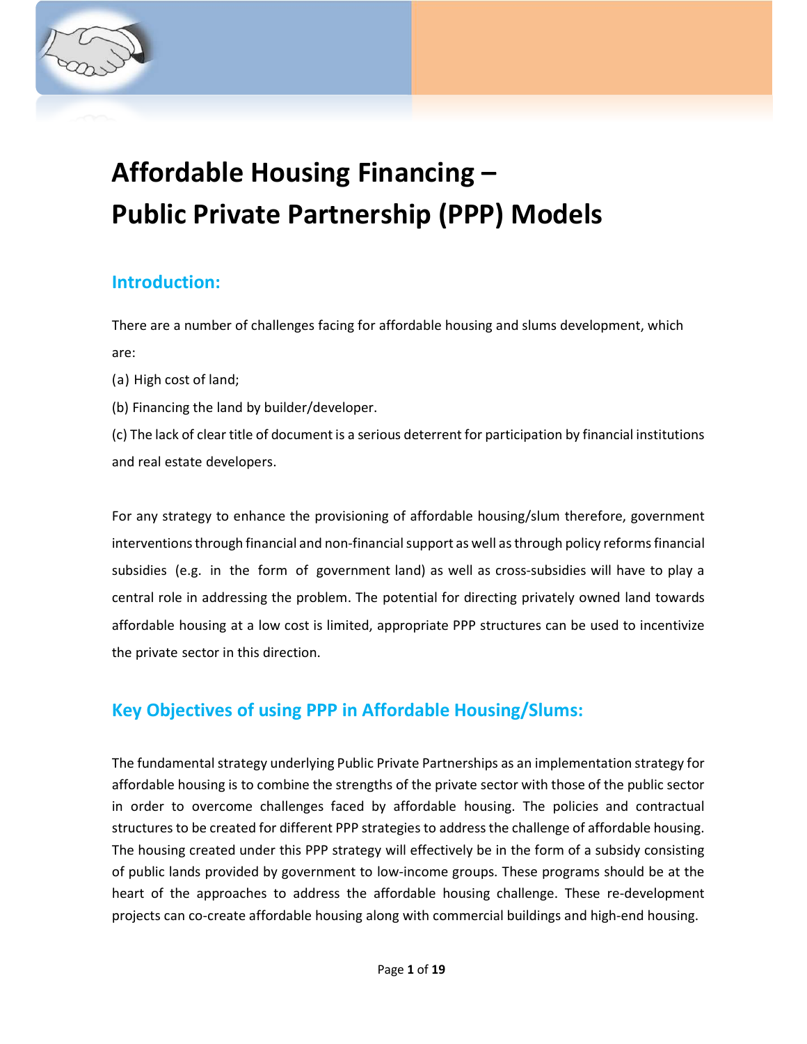# Affordable Housing Financing – Public Private Partnership (PPP) Models

## Introduction:

There are a number of challenges facing for affordable housing and slums development, which are:

(a) High cost of land;

(b) Financing the land by builder/developer.

(c) The lack of clear title of document is a serious deterrent for participation by financial institutions and real estate developers.

For any strategy to enhance the provisioning of affordable housing/slum therefore, government interventions through financial and non-financial support as well as through policy reforms financial subsidies (e.g. in the form of government land) as well as cross-subsidies will have to play a central role in addressing the problem. The potential for directing privately owned land towards affordable housing at a low cost is limited, appropriate PPP structures can be used to incentivize the private sector in this direction.

## Key Objectives of using PPP in Affordable Housing/Slums:

The fundamental strategy underlying Public Private Partnerships as an implementation strategy for affordable housing is to combine the strengths of the private sector with those of the public sector in order to overcome challenges faced by affordable housing. The policies and contractual structures to be created for different PPP strategies to address the challenge of affordable housing. The housing created under this PPP strategy will effectively be in the form of a subsidy consisting of public lands provided by government to low-income groups. These programs should be at the heart of the approaches to address the affordable housing challenge. These re-development projects can co-create affordable housing along with commercial buildings and high-end housing.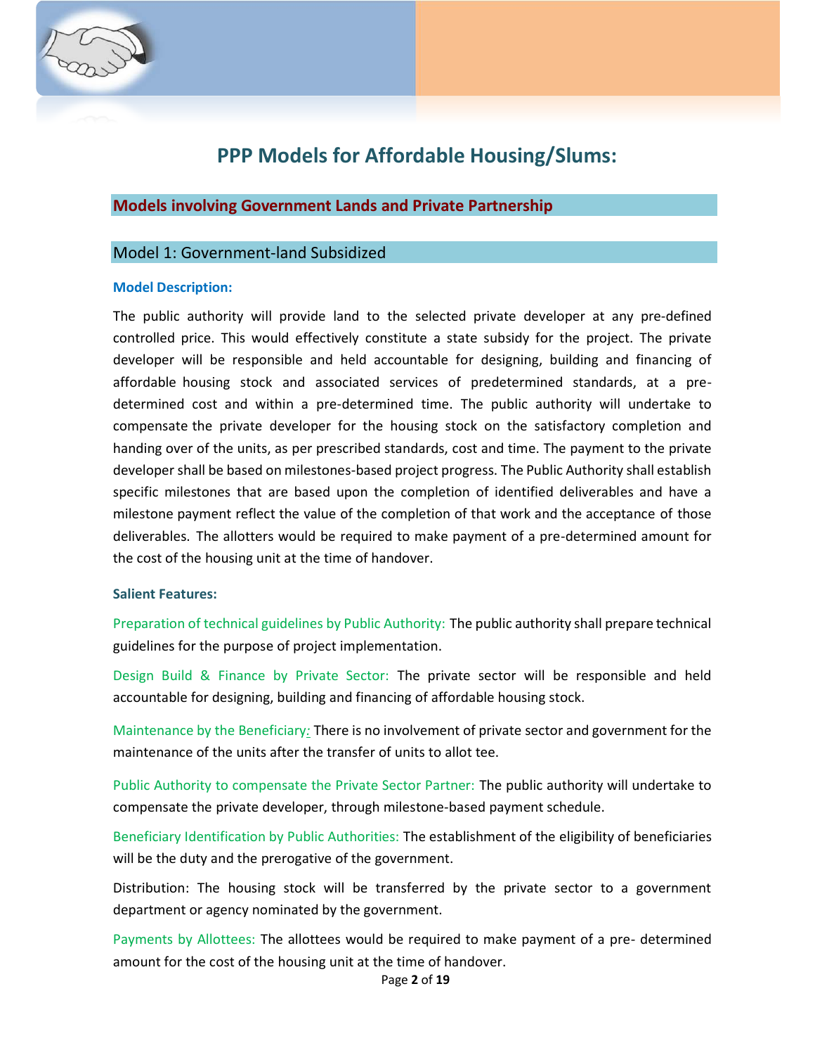# PPP Models for Affordable Housing/Slums:

## Models involving Government Lands and Private Partnership

### Model 1: Government-land Subsidized

**Model Description:**

The public authority will provide land to the selected private developer at any pre-defined controlled price. This would effectively constitute a state subsidy for the project. The private developer will be responsible and held accountable for designing, building and financing of affordable housing stock and associated services of predetermined standards, at a pre-determined cost and within a pre-determined time. The public authority will undertake to compensate the private developer for the housing stock on the satisfactory completion and handing over of the units, as per prescribed standards, cost and time. The payment to the private developer shall be based on milestones-based project progress. The Public Authority shall establish specific milestones that are based upon the completion of identified deliverables and have a milestone payment reflect the value of the completion of that work and the acceptance of those deliverables. The allotters would be required to make payment of a pre-determined amount for the cost of the housing unit at the time of handover.

**Salient Features:**

Preparation of technical guidelines by Public Authority: The public authority shall prepare technical guidelines for the purpose of project implementation.

Design Build & Finance by Private Sector: The private sector will be responsible and held accountable for designing, building and financing of affordable housing stock.

Maintenance by the Beneficiary: There is no involvement of private sector and government for the maintenance of the units after the transfer of units to allot tee.

Public Authority to compensate the Private Sector Partner: The public authority will undertake to compensate the private developer, through milestone-based payment schedule.

Beneficiary Identification by Public Authorities: The establishment of the eligibility of beneficiaries will be the duty and the prerogative of the government.

Distribution: The housing stock will be transferred by the private sector to a government department or agency nominated by the government.

Payments by Allottees: The allottees would be required to make payment of a pre- determined amount for the cost of the housing unit at the time of handover.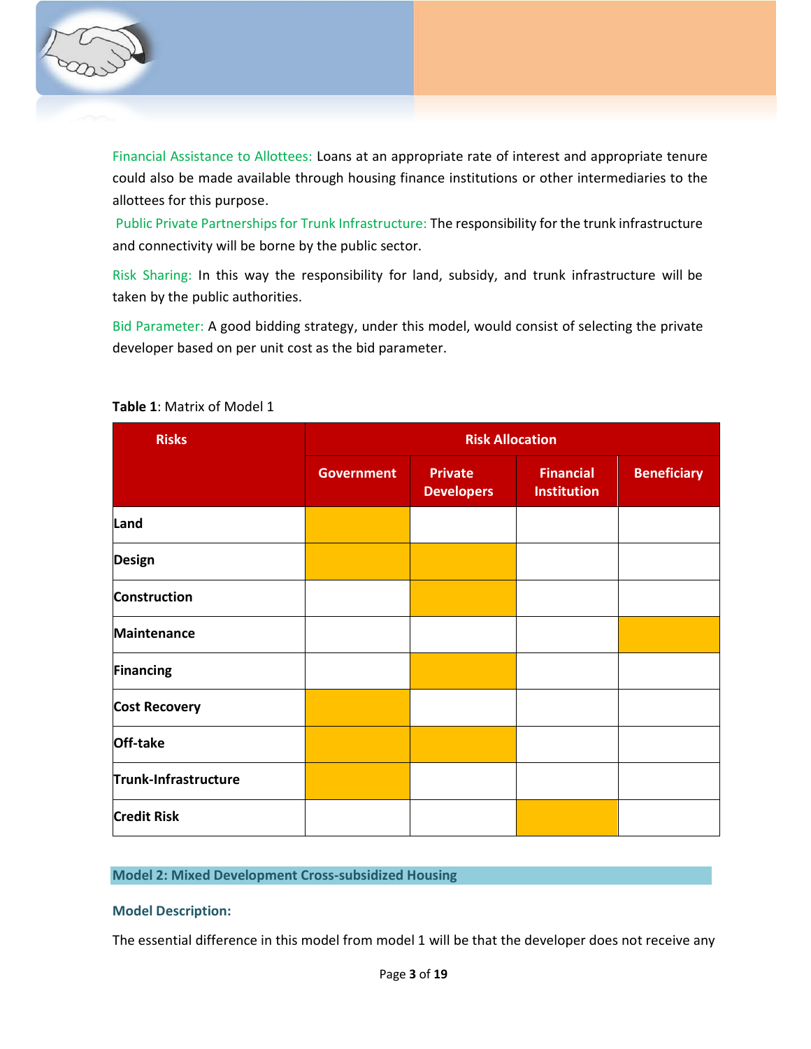Financial Assistance to Allottees: Loans at an appropriate rate of interest and appropriate tenure could also be made available through housing finance institutions or other intermediaries to the allottees for this purpose.

Public Private Partnerships for Trunk Infrastructure: The responsibility for the trunk infrastructure and connectivity will be borne by the public sector.

Risk Sharing: In this way the responsibility for land, subsidy, and trunk infrastructure will be taken by the public authorities.

Bid Parameter: A good bidding strategy, under this model, would consist of selecting the private developer based on per unit cost as the bid parameter.

**Table 1**: Matrix of Model 1

(✓ = risk allocated to this party; shown as shaded cells in the original)

| Risks | Risk Allocation | | | |
|---|---|---|---|---|
| | Government | Private Developers | Financial Institution | Beneficiary |
| **Land** | ✓ | | | |
| **Design** | ✓ | ✓ | | |
| **Construction** | | ✓ | | |
| **Maintenance** | | | | ✓ |
| **Financing** | | ✓ | | |
| **Cost Recovery** | ✓ | | | |
| **Off-take** | ✓ | ✓ | | |
| **Trunk-Infrastructure** | ✓ | | | |
| **Credit Risk** | | | ✓ | |

### Model 2: Mixed Development Cross-subsidized Housing

#### Model Description:

The essential difference in this model from model 1 will be that the developer does not receive any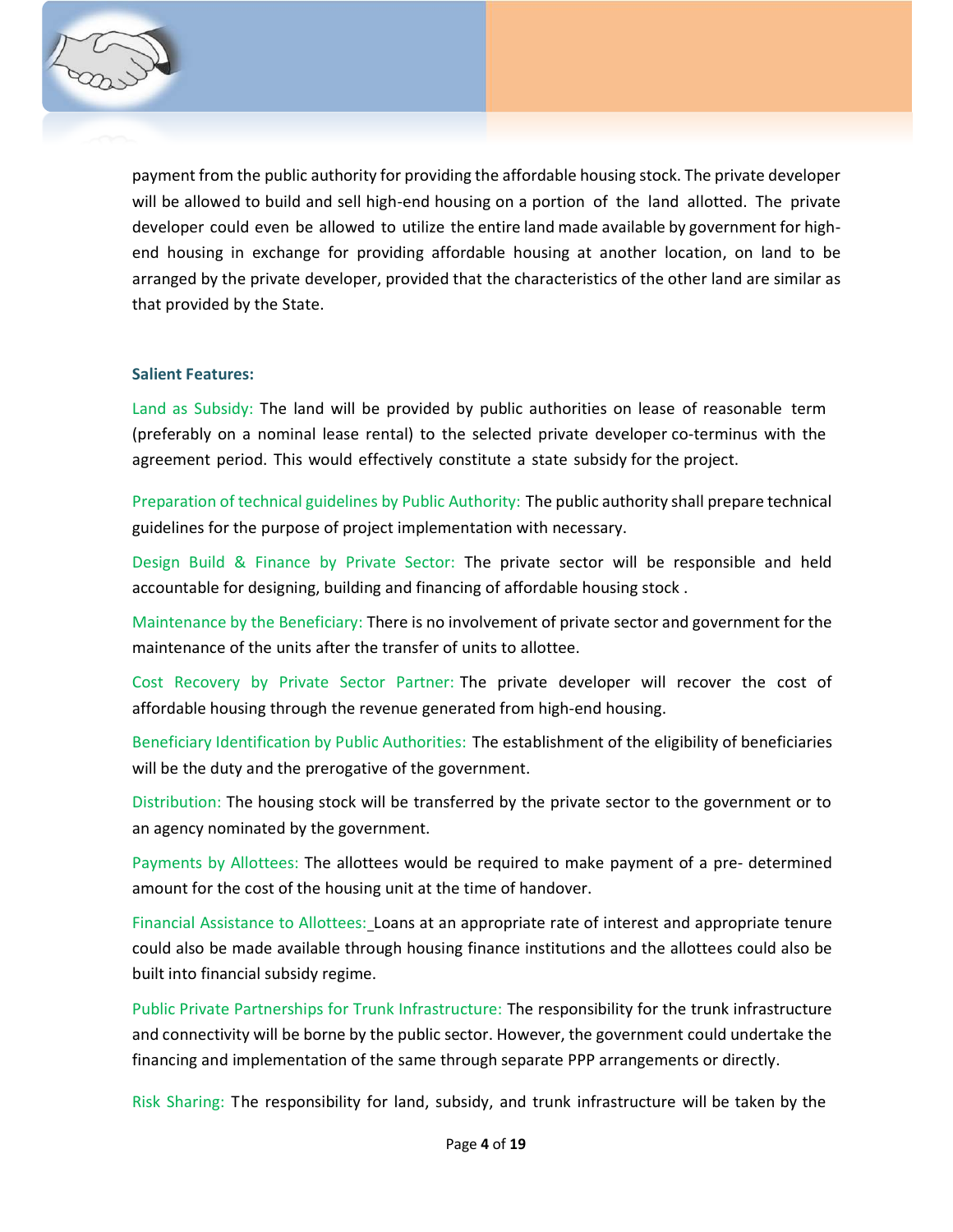payment from the public authority for providing the affordable housing stock. The private developer will be allowed to build and sell high-end housing on a portion of the land allotted. The private developer could even be allowed to utilize the entire land made available by government for high-end housing in exchange for providing affordable housing at another location, on land to be arranged by the private developer, provided that the characteristics of the other land are similar as that provided by the State.

**Salient Features:**

Land as Subsidy: The land will be provided by public authorities on lease of reasonable term (preferably on a nominal lease rental) to the selected private developer co-terminus with the agreement period. This would effectively constitute a state subsidy for the project.

Preparation of technical guidelines by Public Authority: The public authority shall prepare technical guidelines for the purpose of project implementation with necessary.

Design Build & Finance by Private Sector: The private sector will be responsible and held accountable for designing, building and financing of affordable housing stock .

Maintenance by the Beneficiary: There is no involvement of private sector and government for the maintenance of the units after the transfer of units to allottee.

Cost Recovery by Private Sector Partner: The private developer will recover the cost of affordable housing through the revenue generated from high-end housing.

Beneficiary Identification by Public Authorities: The establishment of the eligibility of beneficiaries will be the duty and the prerogative of the government.

Distribution: The housing stock will be transferred by the private sector to the government or to an agency nominated by the government.

Payments by Allottees: The allottees would be required to make payment of a pre- determined amount for the cost of the housing unit at the time of handover.

Financial Assistance to Allottees: Loans at an appropriate rate of interest and appropriate tenure could also be made available through housing finance institutions and the allottees could also be built into financial subsidy regime.

Public Private Partnerships for Trunk Infrastructure: The responsibility for the trunk infrastructure and connectivity will be borne by the public sector. However, the government could undertake the financing and implementation of the same through separate PPP arrangements or directly.

Risk Sharing: The responsibility for land, subsidy, and trunk infrastructure will be taken by the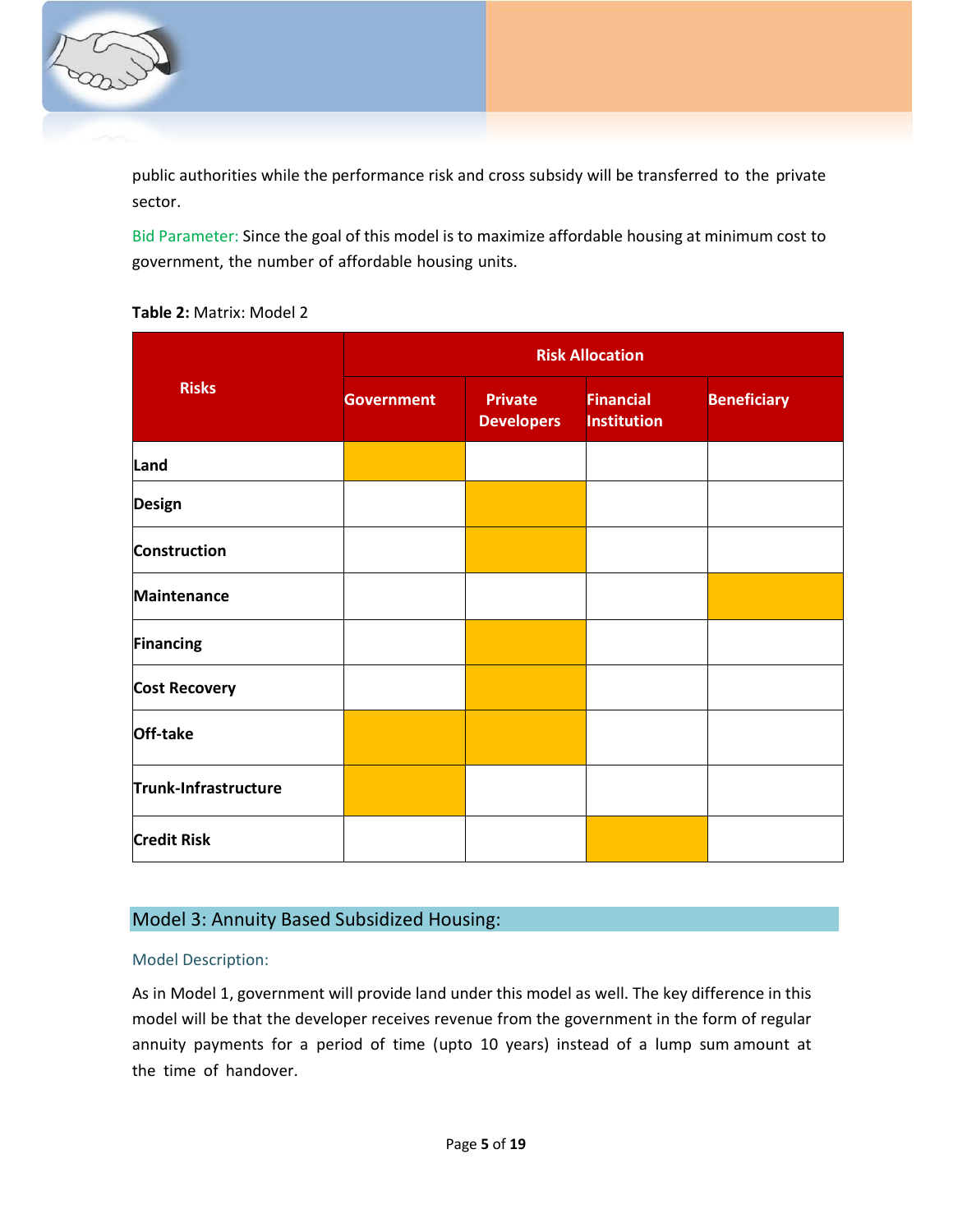public authorities while the performance risk and cross subsidy will be transferred to the private sector.

Bid Parameter: Since the goal of this model is to maximize affordable housing at minimum cost to government, the number of affordable housing units.

**Table 2:** Matrix: Model 2

| Risks | Risk Allocation | | | |
|---|---|---|---|---|
| | Government | Private Developers | Financial Institution | Beneficiary |
| Land | ✓ | | | |
| Design | | ✓ | | |
| Construction | | ✓ | | |
| Maintenance | | | | ✓ |
| Financing | | ✓ | | |
| Cost Recovery | | ✓ | | |
| Off-take | ✓ | ✓ | | |
| Trunk-Infrastructure | ✓ | | | |
| Credit Risk | | | ✓ | |

## Model 3: Annuity Based Subsidized Housing:

### Model Description:

As in Model 1, government will provide land under this model as well. The key difference in this model will be that the developer receives revenue from the government in the form of regular annuity payments for a period of time (upto 10 years) instead of a lump sum amount at the time of handover.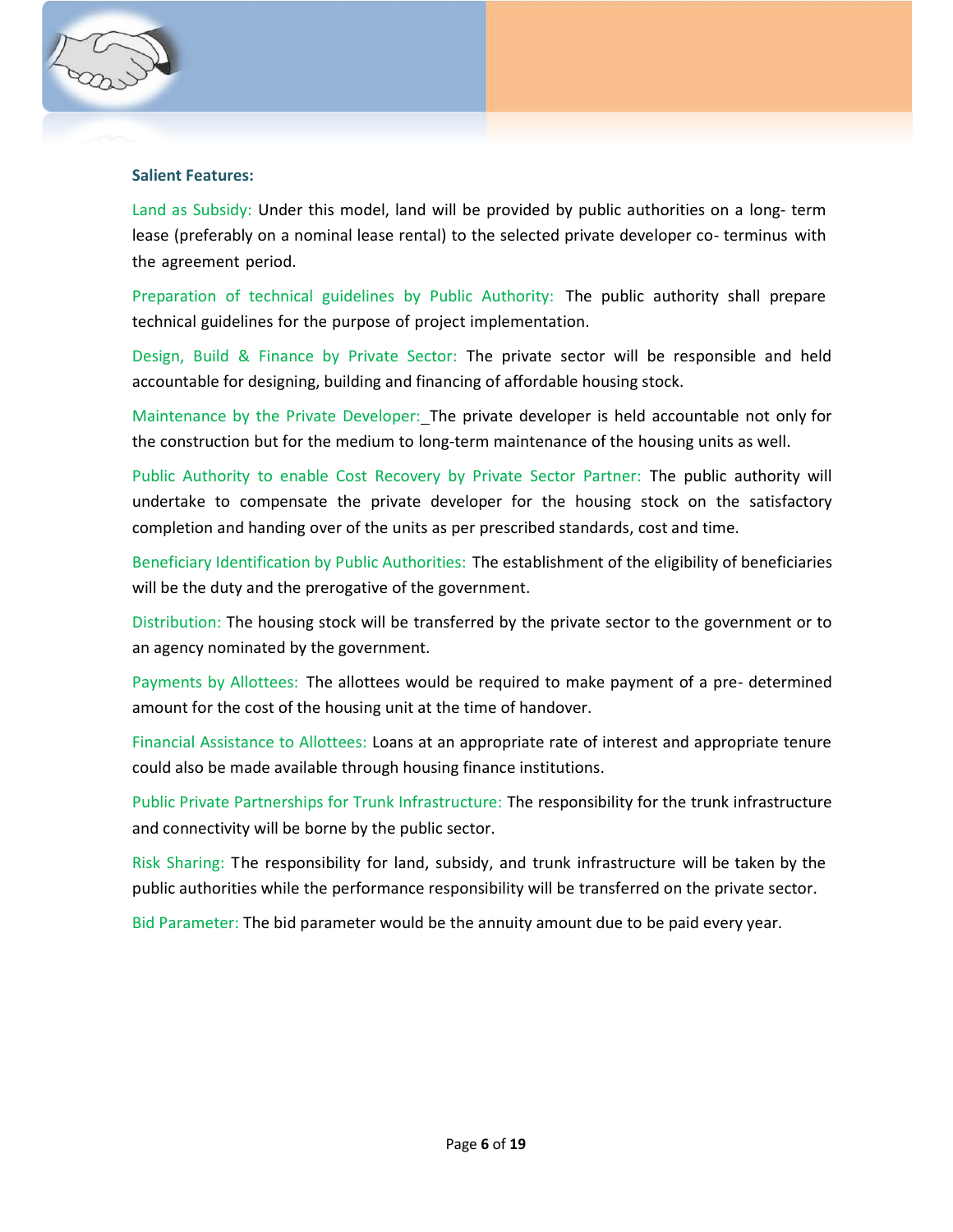**Salient Features:**

Land as Subsidy: Under this model, land will be provided by public authorities on a long- term lease (preferably on a nominal lease rental) to the selected private developer co- terminus with the agreement period.

Preparation of technical guidelines by Public Authority: The public authority shall prepare technical guidelines for the purpose of project implementation.

Design, Build & Finance by Private Sector: The private sector will be responsible and held accountable for designing, building and financing of affordable housing stock.

Maintenance by the Private Developer: The private developer is held accountable not only for the construction but for the medium to long-term maintenance of the housing units as well.

Public Authority to enable Cost Recovery by Private Sector Partner: The public authority will undertake to compensate the private developer for the housing stock on the satisfactory completion and handing over of the units as per prescribed standards, cost and time.

Beneficiary Identification by Public Authorities: The establishment of the eligibility of beneficiaries will be the duty and the prerogative of the government.

Distribution: The housing stock will be transferred by the private sector to the government or to an agency nominated by the government.

Payments by Allottees: The allottees would be required to make payment of a pre- determined amount for the cost of the housing unit at the time of handover.

Financial Assistance to Allottees: Loans at an appropriate rate of interest and appropriate tenure could also be made available through housing finance institutions.

Public Private Partnerships for Trunk Infrastructure: The responsibility for the trunk infrastructure and connectivity will be borne by the public sector.

Risk Sharing: The responsibility for land, subsidy, and trunk infrastructure will be taken by the public authorities while the performance responsibility will be transferred on the private sector.

Bid Parameter: The bid parameter would be the annuity amount due to be paid every year.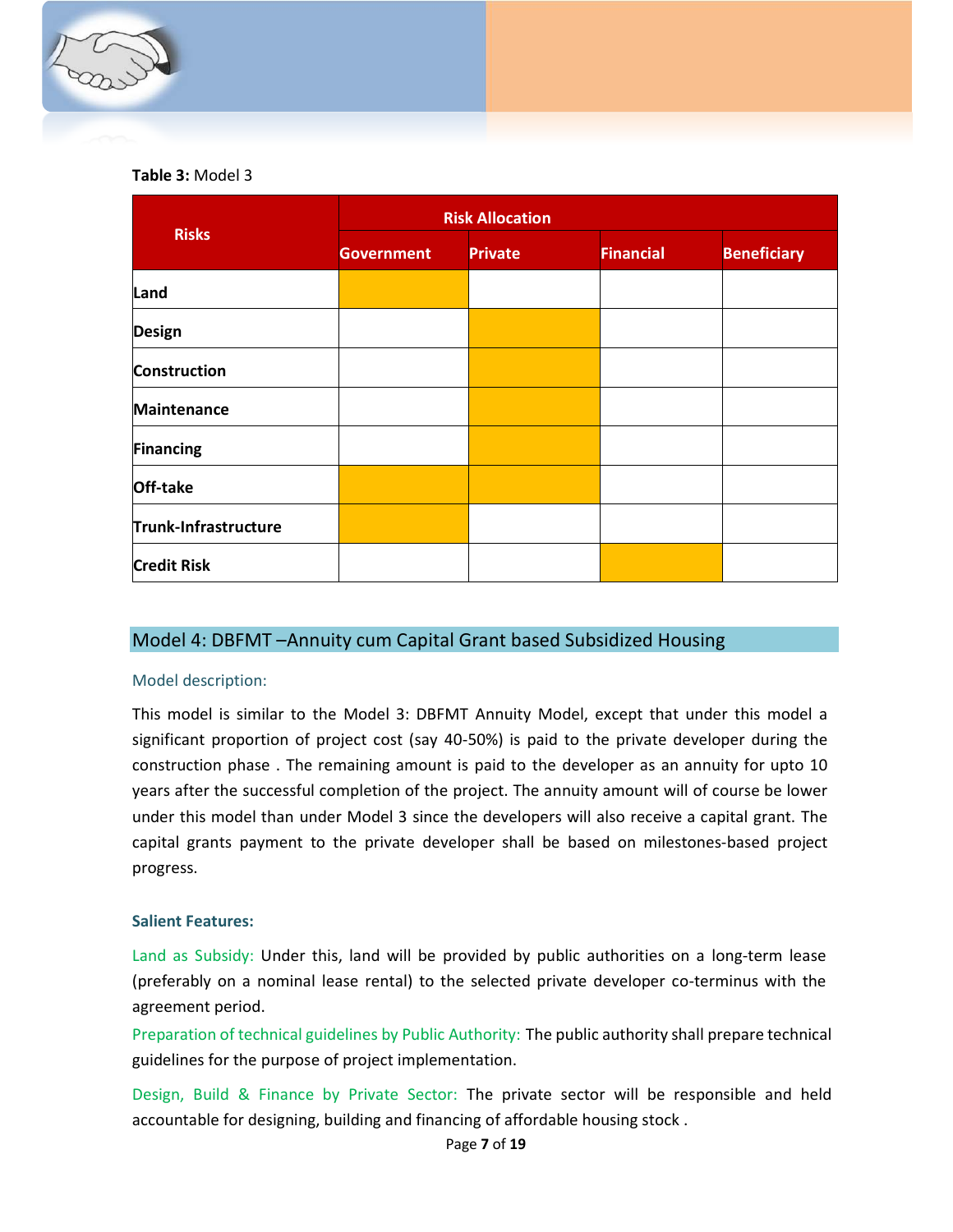**Table 3:** Model 3

| Risks | Risk Allocation | | | |
|---|---|---|---|---|
| | **Government** | **Private** | **Financial** | **Beneficiary** |
| **Land** | ✓ | | | |
| **Design** | | ✓ | | |
| **Construction** | | ✓ | | |
| **Maintenance** | | ✓ | | |
| **Financing** | | ✓ | | |
| **Off-take** | ✓ | ✓ | | |
| **Trunk-Infrastructure** | ✓ | | | |
| **Credit Risk** | | | ✓ | |

## Model 4: DBFMT –Annuity cum Capital Grant based Subsidized Housing

### Model description:

This model is similar to the Model 3: DBFMT Annuity Model, except that under this model a significant proportion of project cost (say 40-50%) is paid to the private developer during the construction phase . The remaining amount is paid to the developer as an annuity for upto 10 years after the successful completion of the project. The annuity amount will of course be lower under this model than under Model 3 since the developers will also receive a capital grant. The capital grants payment to the private developer shall be based on milestones-based project progress.

### Salient Features:

Land as Subsidy: Under this, land will be provided by public authorities on a long-term lease (preferably on a nominal lease rental) to the selected private developer co-terminus with the agreement period.

Preparation of technical guidelines by Public Authority: The public authority shall prepare technical guidelines for the purpose of project implementation.

Design, Build & Finance by Private Sector: The private sector will be responsible and held accountable for designing, building and financing of affordable housing stock .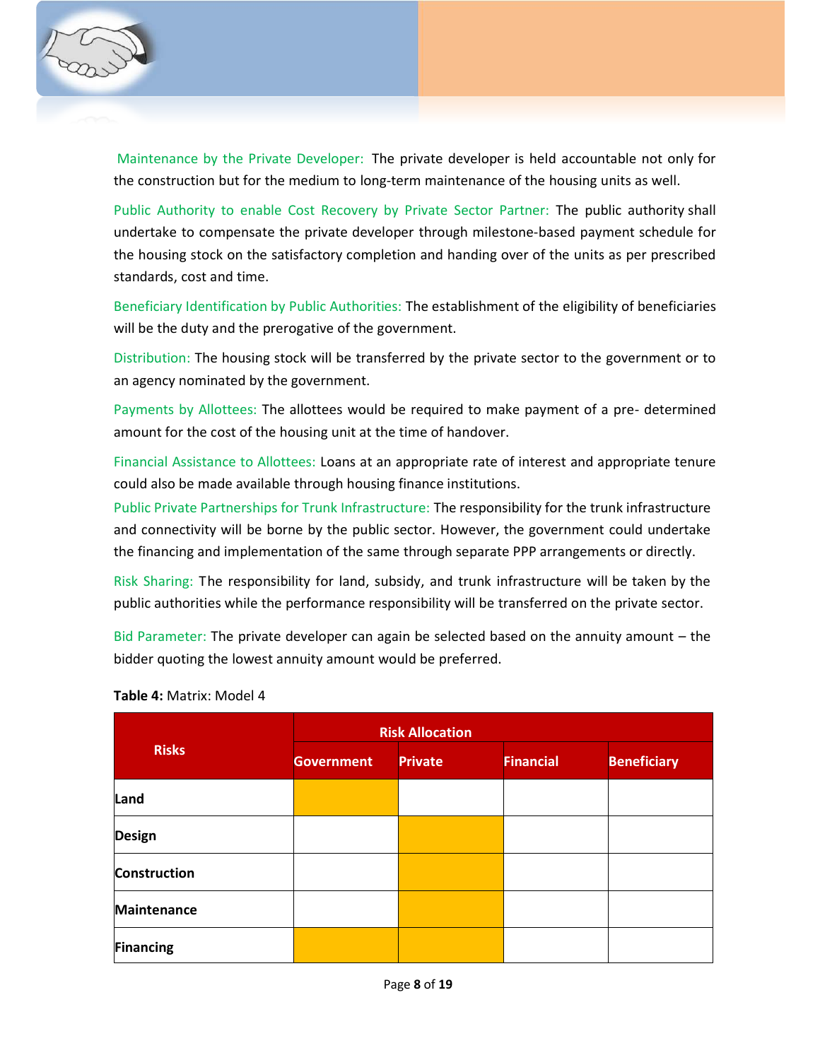Maintenance by the Private Developer: The private developer is held accountable not only for the construction but for the medium to long-term maintenance of the housing units as well.

Public Authority to enable Cost Recovery by Private Sector Partner: The public authority shall undertake to compensate the private developer through milestone-based payment schedule for the housing stock on the satisfactory completion and handing over of the units as per prescribed standards, cost and time.

Beneficiary Identification by Public Authorities: The establishment of the eligibility of beneficiaries will be the duty and the prerogative of the government.

Distribution: The housing stock will be transferred by the private sector to the government or to an agency nominated by the government.

Payments by Allottees: The allottees would be required to make payment of a pre- determined amount for the cost of the housing unit at the time of handover.

Financial Assistance to Allottees: Loans at an appropriate rate of interest and appropriate tenure could also be made available through housing finance institutions.

Public Private Partnerships for Trunk Infrastructure: The responsibility for the trunk infrastructure and connectivity will be borne by the public sector. However, the government could undertake the financing and implementation of the same through separate PPP arrangements or directly.

Risk Sharing: The responsibility for land, subsidy, and trunk infrastructure will be taken by the public authorities while the performance responsibility will be transferred on the private sector.

Bid Parameter: The private developer can again be selected based on the annuity amount – the bidder quoting the lowest annuity amount would be preferred.

**Table 4:** Matrix: Model 4

| Risks | Risk Allocation | | | |
|---|---|---|---|---|
| | Government | Private | Financial | Beneficiary |
| **Land** | ■ | | | |
| **Design** | | ■ | | |
| **Construction** | | ■ | | |
| **Maintenance** | | ■ | | |
| **Financing** | ■ | ■ | | |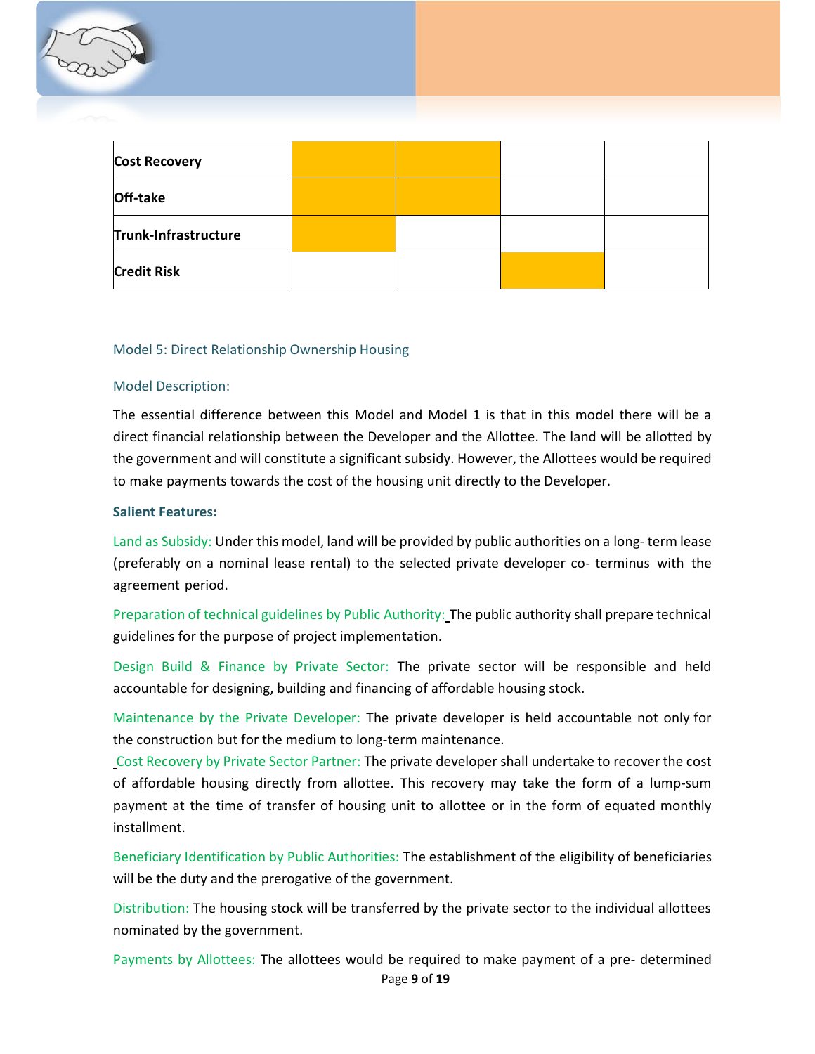| Cost Recovery | ■ | ■ | | |
|---|---|---|---|---|
| Off-take | ■ | ■ | | |
| Trunk-Infrastructure | ■ | | | |
| Credit Risk | | | ■ | |

### Model 5: Direct Relationship Ownership Housing

#### Model Description:

The essential difference between this Model and Model 1 is that in this model there will be a direct financial relationship between the Developer and the Allottee. The land will be allotted by the government and will constitute a significant subsidy. However, the Allottees would be required to make payments towards the cost of the housing unit directly to the Developer.

**Salient Features:**

Land as Subsidy: Under this model, land will be provided by public authorities on a long- term lease (preferably on a nominal lease rental) to the selected private developer co- terminus with the agreement period.

Preparation of technical guidelines by Public Authority: The public authority shall prepare technical guidelines for the purpose of project implementation.

Design Build & Finance by Private Sector: The private sector will be responsible and held accountable for designing, building and financing of affordable housing stock.

Maintenance by the Private Developer: The private developer is held accountable not only for the construction but for the medium to long-term maintenance.

Cost Recovery by Private Sector Partner: The private developer shall undertake to recover the cost of affordable housing directly from allottee. This recovery may take the form of a lump-sum payment at the time of transfer of housing unit to allottee or in the form of equated monthly installment.

Beneficiary Identification by Public Authorities: The establishment of the eligibility of beneficiaries will be the duty and the prerogative of the government.

Distribution: The housing stock will be transferred by the private sector to the individual allottees nominated by the government.

Payments by Allottees: The allottees would be required to make payment of a pre- determined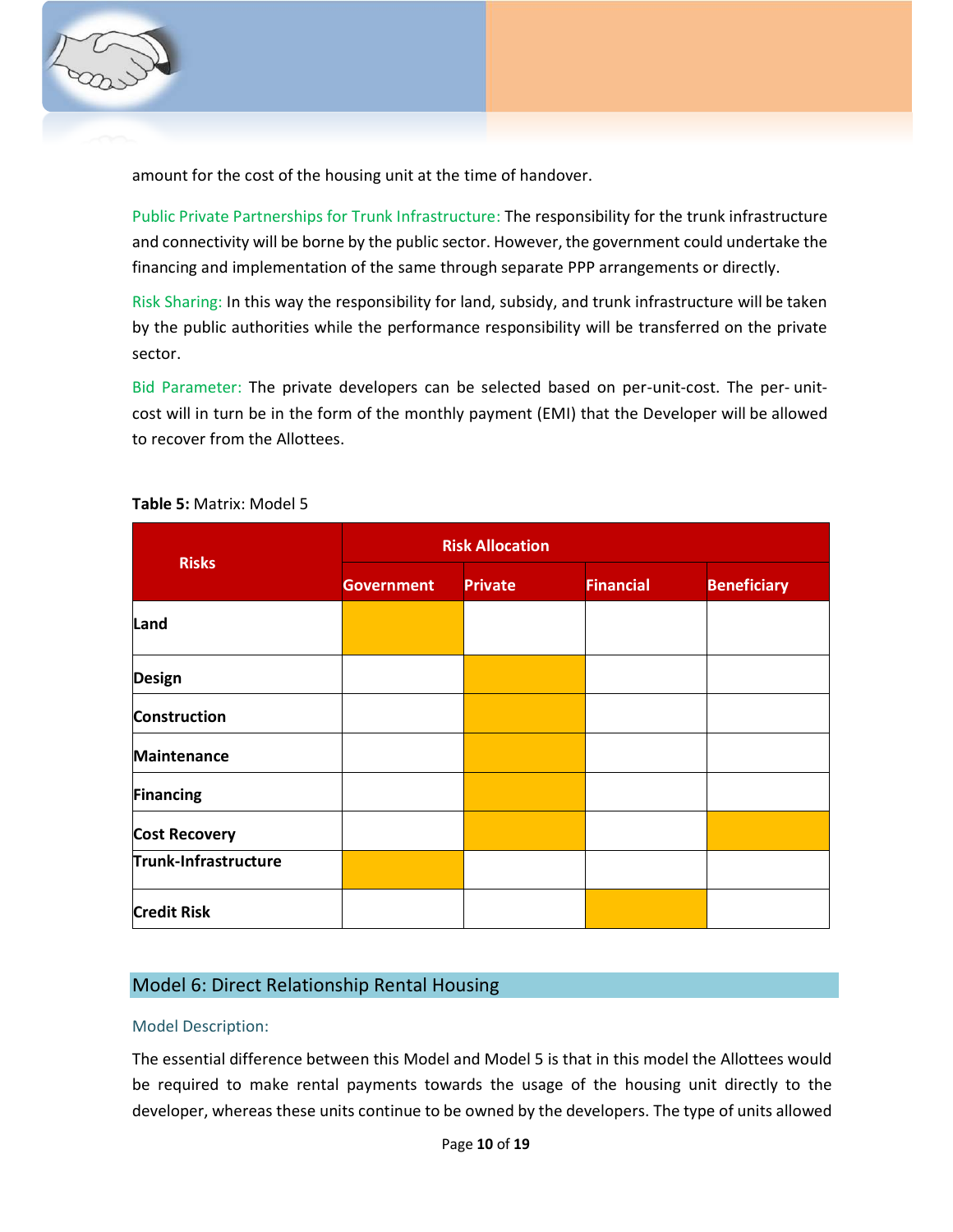amount for the cost of the housing unit at the time of handover.

Public Private Partnerships for Trunk Infrastructure: The responsibility for the trunk infrastructure and connectivity will be borne by the public sector. However, the government could undertake the financing and implementation of the same through separate PPP arrangements or directly.

Risk Sharing: In this way the responsibility for land, subsidy, and trunk infrastructure will be taken by the public authorities while the performance responsibility will be transferred on the private sector.

Bid Parameter: The private developers can be selected based on per-unit-cost. The per- unit-cost will in turn be in the form of the monthly payment (EMI) that the Developer will be allowed to recover from the Allottees.

**Table 5:** Matrix: Model 5

| Risks | Risk Allocation | | | |
|---|---|---|---|---|
| | Government | Private | Financial | Beneficiary |
| Land | ■ | | | |
| Design | | ■ | | |
| Construction | | ■ | | |
| Maintenance | | ■ | | |
| Financing | | ■ | | |
| Cost Recovery | | ■ | | ■ |
| Trunk-Infrastructure | ■ | | | |
| Credit Risk | | | ■ | |

## Model 6: Direct Relationship Rental Housing

### Model Description:

The essential difference between this Model and Model 5 is that in this model the Allottees would be required to make rental payments towards the usage of the housing unit directly to the developer, whereas these units continue to be owned by the developers. The type of units allowed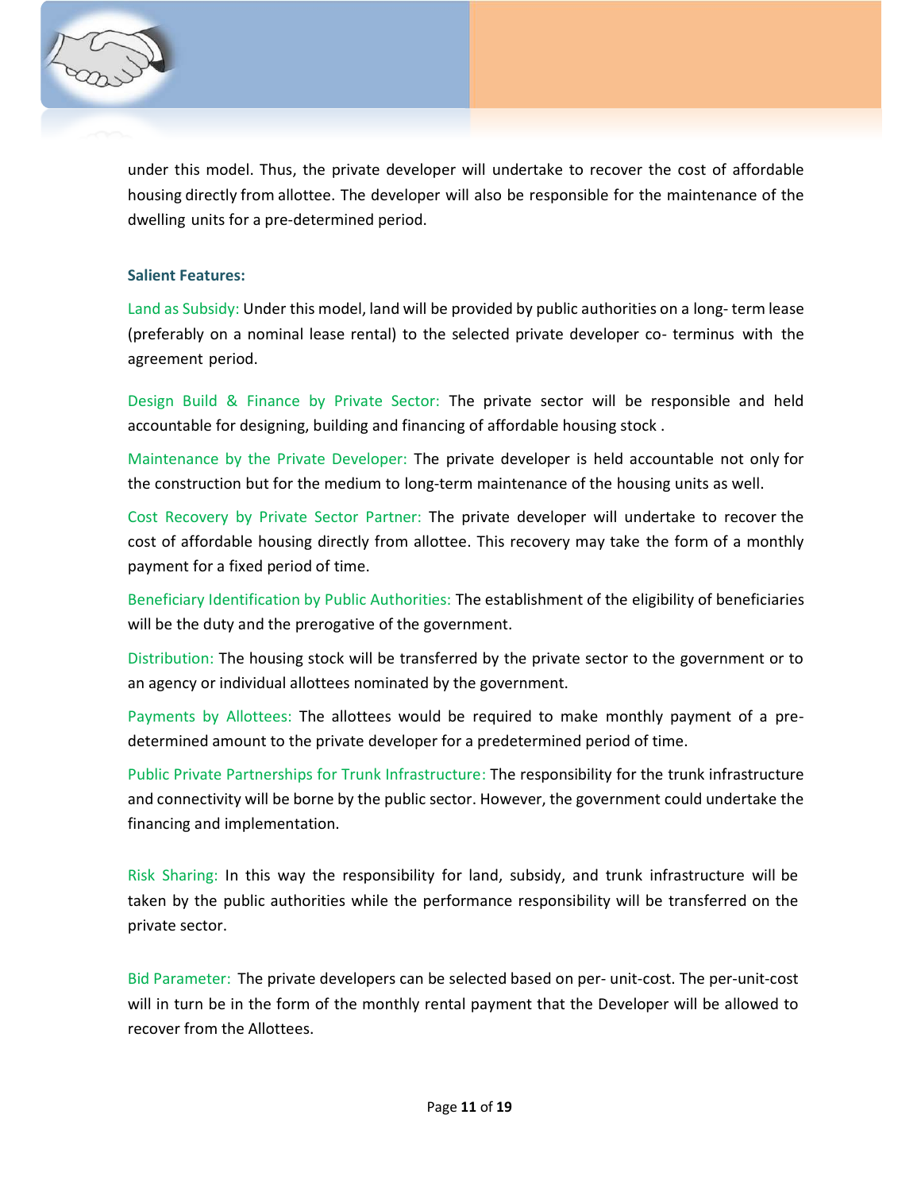under this model. Thus, the private developer will undertake to recover the cost of affordable housing directly from allottee. The developer will also be responsible for the maintenance of the dwelling units for a pre-determined period.

**Salient Features:**

Land as Subsidy: Under this model, land will be provided by public authorities on a long- term lease (preferably on a nominal lease rental) to the selected private developer co- terminus with the agreement period.

Design Build & Finance by Private Sector: The private sector will be responsible and held accountable for designing, building and financing of affordable housing stock .

Maintenance by the Private Developer: The private developer is held accountable not only for the construction but for the medium to long-term maintenance of the housing units as well.

Cost Recovery by Private Sector Partner: The private developer will undertake to recover the cost of affordable housing directly from allottee. This recovery may take the form of a monthly payment for a fixed period of time.

Beneficiary Identification by Public Authorities: The establishment of the eligibility of beneficiaries will be the duty and the prerogative of the government.

Distribution: The housing stock will be transferred by the private sector to the government or to an agency or individual allottees nominated by the government.

Payments by Allottees: The allottees would be required to make monthly payment of a pre-determined amount to the private developer for a predetermined period of time.

Public Private Partnerships for Trunk Infrastructure: The responsibility for the trunk infrastructure and connectivity will be borne by the public sector. However, the government could undertake the financing and implementation.

Risk Sharing: In this way the responsibility for land, subsidy, and trunk infrastructure will be taken by the public authorities while the performance responsibility will be transferred on the private sector.

Bid Parameter: The private developers can be selected based on per- unit-cost. The per-unit-cost will in turn be in the form of the monthly rental payment that the Developer will be allowed to recover from the Allottees.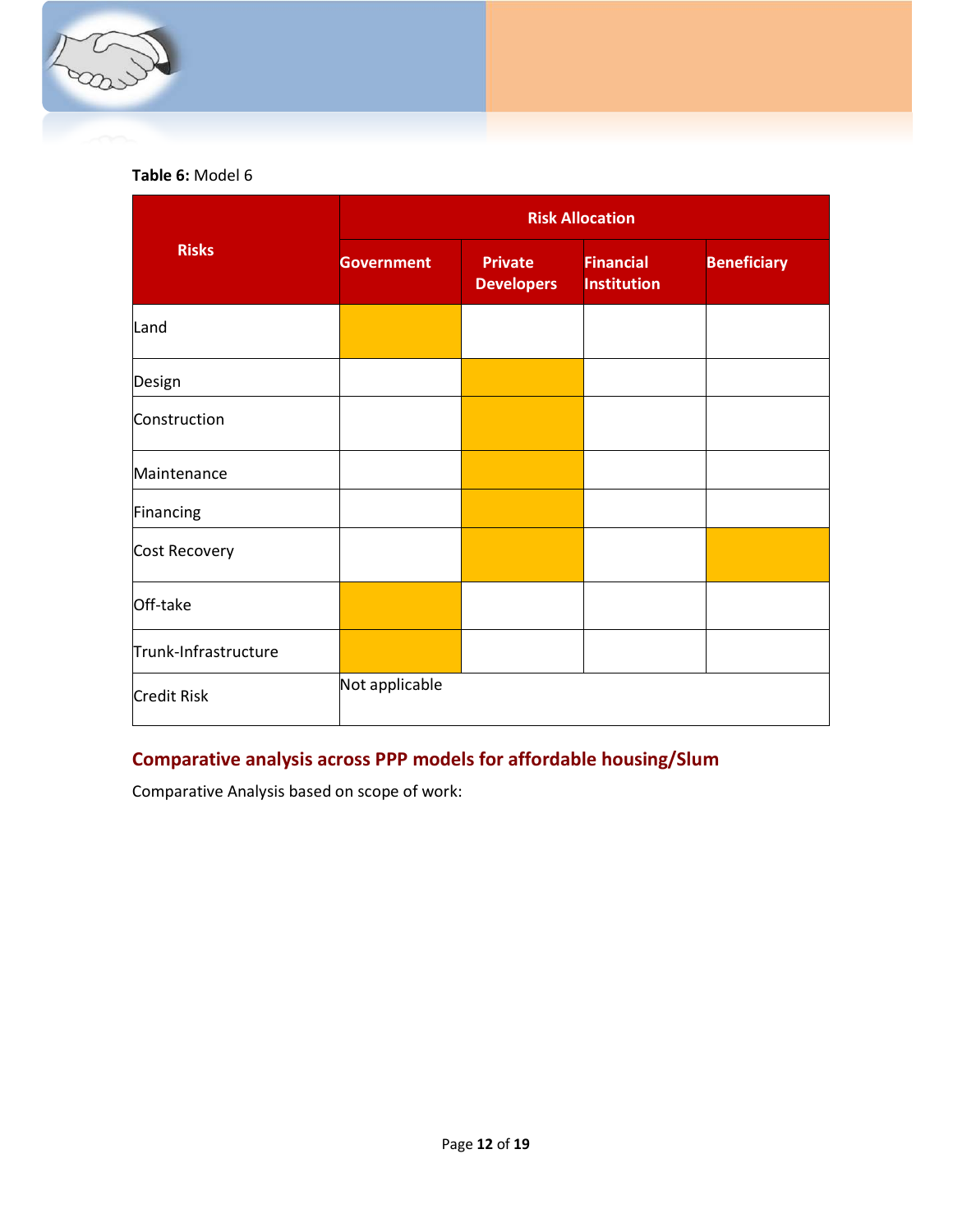**Table 6:** Model 6

| Risks | Risk Allocation | | | |
|---|---|---|---|---|
| | Government | Private Developers | Financial Institution | Beneficiary |
| Land | ✓ | | | |
| Design | | ✓ | | |
| Construction | | ✓ | | |
| Maintenance | | ✓ | | |
| Financing | | ✓ | | |
| Cost Recovery | | ✓ | | ✓ |
| Off-take | ✓ | | | |
| Trunk-Infrastructure | ✓ | | | |
| Credit Risk | Not applicable | | | |

## Comparative analysis across PPP models for affordable housing/Slum

Comparative Analysis based on scope of work: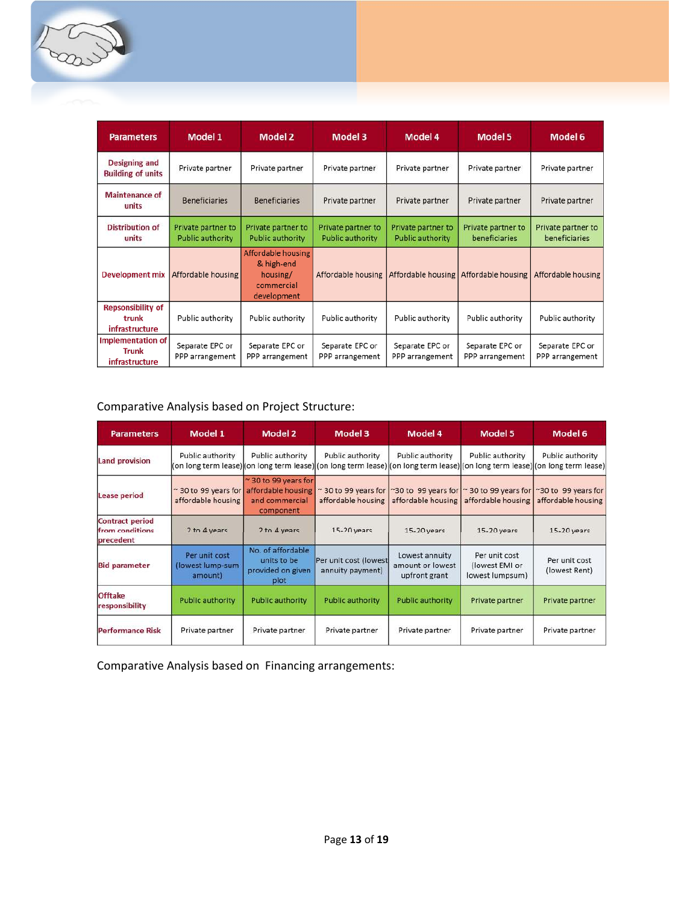| Parameters | Model 1 | Model 2 | Model 3 | Model 4 | Model 5 | Model 6 |
|---|---|---|---|---|---|---|
| Designing and Building of units | Private partner | Private partner | Private partner | Private partner | Private partner | Private partner |
| Maintenance of units | Beneficiaries | Beneficiaries | Private partner | Private partner | Private partner | Private partner |
| Distribution of units | Private partner to Public authority | Private partner to Public authority | Private partner to Public authority | Private partner to Public authority | Private partner to beneficiaries | Private partner to beneficiaries |
| Development mix | Affordable housing | Affordable housing & high-end housing/ commercial development | Affordable housing | Affordable housing | Affordable housing | Affordable housing |
| Repsonsibility of trunk infrastructure | Public authority | Public authority | Public authority | Public authority | Public authority | Public authority |
| Implementation of Trunk infrastructure | Separate EPC or PPP arrangement | Separate EPC or PPP arrangement | Separate EPC or PPP arrangement | Separate EPC or PPP arrangement | Separate EPC or PPP arrangement | Separate EPC or PPP arrangement |

Comparative Analysis based on Project Structure:

| Parameters | Model 1 | Model 2 | Model 3 | Model 4 | Model 5 | Model 6 |
|---|---|---|---|---|---|---|
| Land provision | Public authority (on long term lease) | Public authority (on long term lease) | Public authority (on long term lease) | Public authority (on long term lease) | Public authority (on long term lease) | Public authority (on long term lease) |
| Lease period | ~ 30 to 99 years for affordable housing | ~ 30 to 99 years for affordable housing and commercial component | ~ 30 to 99 years for affordable housing | ~30 to 99 years for affordable housing | ~ 30 to 99 years for affordable housing | ~30 to 99 years for affordable housing |
| Contract period from conditions precedent | 2 to 4 years | 2 to 4 years | 15-20 years | 15-20 years | 15-20 years | 15-20 years |
| Bid parameter | Per unit cost (lowest lump-sum amount) | No. of affordable units to be provided on given plot | Per unit cost (lowest annuity payment) | Lowest annuity amount or lowest upfront grant | Per unit cost (lowest EMI or lowest lumpsum) | Per unit cost (lowest Rent) |
| Offtake responsibility | Public authority | Public authority | Public authority | Public authority | Private partner | Private partner |
| Performance Risk | Private partner | Private partner | Private partner | Private partner | Private partner | Private partner |

Comparative Analysis based on Financing arrangements: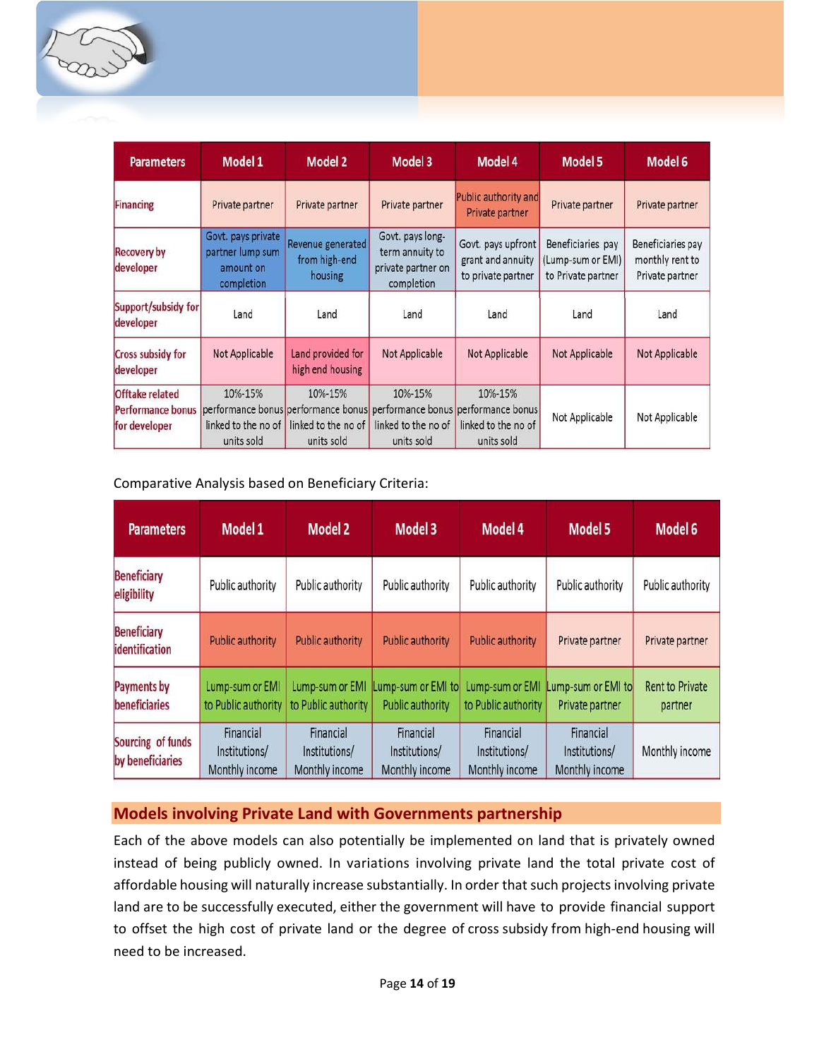| Parameters | Model 1 | Model 2 | Model 3 | Model 4 | Model 5 | Model 6 |
|---|---|---|---|---|---|---|
| Financing | Private partner | Private partner | Private partner | Public authority and Private partner | Private partner | Private partner |
| Recovery by developer | Govt. pays private partner lump sum amount on completion | Revenue generated from high-end housing | Govt. pays long-term annuity to private partner on completion | Govt. pays upfront grant and annuity to private partner | Beneficiaries pay (Lump-sum or EMI) to Private partner | Beneficiaries pay monthly rent to Private partner |
| Support/subsidy for developer | Land | Land | Land | Land | Land | Land |
| Cross subsidy for developer | Not Applicable | Land provided for high end housing | Not Applicable | Not Applicable | Not Applicable | Not Applicable |
| Offtake related Performance bonus for developer | 10%-15% performance bonus linked to the no of units sold | 10%-15% performance bonus linked to the no of units sold | 10%-15% performance bonus linked to the no of units sold | 10%-15% performance bonus linked to the no of units sold | Not Applicable | Not Applicable |

Comparative Analysis based on Beneficiary Criteria:

| Parameters | Model 1 | Model 2 | Model 3 | Model 4 | Model 5 | Model 6 |
|---|---|---|---|---|---|---|
| Beneficiary eligibility | Public authority | Public authority | Public authority | Public authority | Public authority | Public authority |
| Beneficiary identification | Public authority | Public authority | Public authority | Public authority | Private partner | Private partner |
| Payments by beneficiaries | Lump-sum or EMI to Public authority | Lump-sum or EMI to Public authority | Lump-sum or EMI to Public authority | Lump-sum or EMI to Public authority | Lump-sum or EMI to Private partner | Rent to Private partner |
| Sourcing of funds by beneficiaries | Financial Institutions/ Monthly income | Financial Institutions/ Monthly income | Financial Institutions/ Monthly income | Financial Institutions/ Monthly income | Financial Institutions/ Monthly income | Monthly income |

## Models involving Private Land with Governments partnership

Each of the above models can also potentially be implemented on land that is privately owned instead of being publicly owned. In variations involving private land the total private cost of affordable housing will naturally increase substantially. In order that such projects involving private land are to be successfully executed, either the government will have to provide financial support to offset the high cost of private land or the degree of cross subsidy from high-end housing will need to be increased.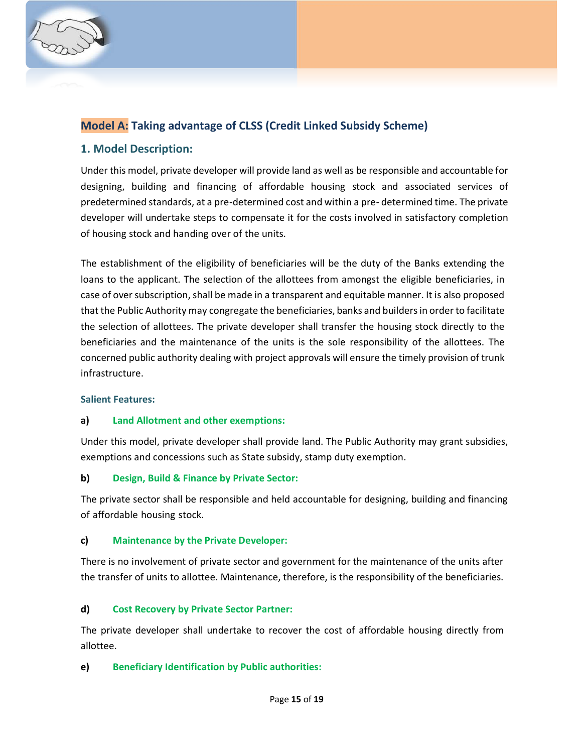## Model A: Taking advantage of CLSS (Credit Linked Subsidy Scheme)

### 1. Model Description:

Under this model, private developer will provide land as well as be responsible and accountable for designing, building and financing of affordable housing stock and associated services of predetermined standards, at a pre-determined cost and within a pre- determined time. The private developer will undertake steps to compensate it for the costs involved in satisfactory completion of housing stock and handing over of the units.

The establishment of the eligibility of beneficiaries will be the duty of the Banks extending the loans to the applicant. The selection of the allottees from amongst the eligible beneficiaries, in case of over subscription, shall be made in a transparent and equitable manner. It is also proposed that the Public Authority may congregate the beneficiaries, banks and builders in order to facilitate the selection of allottees. The private developer shall transfer the housing stock directly to the beneficiaries and the maintenance of the units is the sole responsibility of the allottees. The concerned public authority dealing with project approvals will ensure the timely provision of trunk infrastructure.

#### Salient Features:

**a) Land Allotment and other exemptions:**

Under this model, private developer shall provide land. The Public Authority may grant subsidies, exemptions and concessions such as State subsidy, stamp duty exemption.

**b) Design, Build & Finance by Private Sector:**

The private sector shall be responsible and held accountable for designing, building and financing of affordable housing stock.

**c) Maintenance by the Private Developer:**

There is no involvement of private sector and government for the maintenance of the units after the transfer of units to allottee. Maintenance, therefore, is the responsibility of the beneficiaries.

**d) Cost Recovery by Private Sector Partner:**

The private developer shall undertake to recover the cost of affordable housing directly from allottee.

**e) Beneficiary Identification by Public authorities:**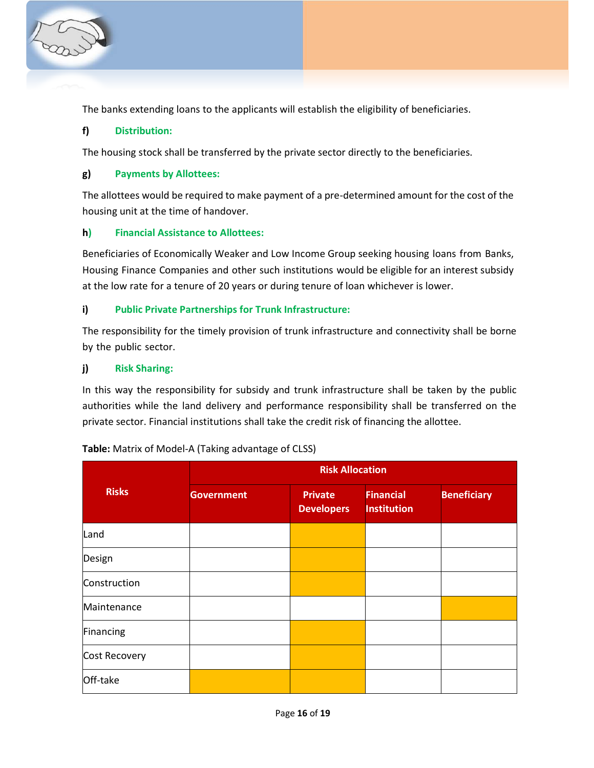The banks extending loans to the applicants will establish the eligibility of beneficiaries.

**f) Distribution:**

The housing stock shall be transferred by the private sector directly to the beneficiaries.

**g) Payments by Allottees:**

The allottees would be required to make payment of a pre-determined amount for the cost of the housing unit at the time of handover.

**h) Financial Assistance to Allottees:**

Beneficiaries of Economically Weaker and Low Income Group seeking housing loans from Banks, Housing Finance Companies and other such institutions would be eligible for an interest subsidy at the low rate for a tenure of 20 years or during tenure of loan whichever is lower.

**i) Public Private Partnerships for Trunk Infrastructure:**

The responsibility for the timely provision of trunk infrastructure and connectivity shall be borne by the public sector.

**j) Risk Sharing:**

In this way the responsibility for subsidy and trunk infrastructure shall be taken by the public authorities while the land delivery and performance responsibility shall be transferred on the private sector. Financial institutions shall take the credit risk of financing the allottee.

**Table:** Matrix of Model-A (Taking advantage of CLSS)

| Risks | Risk Allocation | | | |
|---|---|---|---|---|
| | Government | Private Developers | Financial Institution | Beneficiary |
| Land | | ■ | | |
| Design | | ■ | | |
| Construction | | ■ | | |
| Maintenance | | | | ■ |
| Financing | | ■ | | |
| Cost Recovery | | ■ | | |
| Off-take | ■ | ■ | | |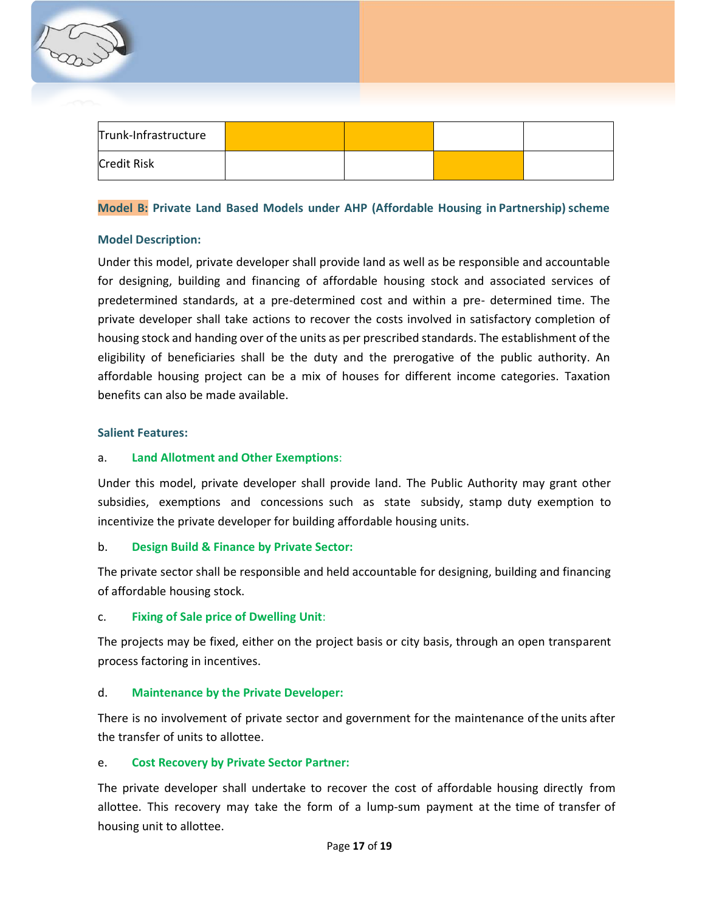| Trunk-Infrastructure | | | | |
|---|---|---|---|---|
| Credit Risk | | | | |

**Model B: Private Land Based Models under AHP (Affordable Housing in Partnership) scheme**

**Model Description:**

Under this model, private developer shall provide land as well as be responsible and accountable for designing, building and financing of affordable housing stock and associated services of predetermined standards, at a pre-determined cost and within a pre- determined time. The private developer shall take actions to recover the costs involved in satisfactory completion of housing stock and handing over of the units as per prescribed standards. The establishment of the eligibility of beneficiaries shall be the duty and the prerogative of the public authority. An affordable housing project can be a mix of houses for different income categories. Taxation benefits can also be made available.

**Salient Features:**

a. **Land Allotment and Other Exemptions**:

Under this model, private developer shall provide land. The Public Authority may grant other subsidies, exemptions and concessions such as state subsidy, stamp duty exemption to incentivize the private developer for building affordable housing units.

b. **Design Build & Finance by Private Sector:**

The private sector shall be responsible and held accountable for designing, building and financing of affordable housing stock.

c. **Fixing of Sale price of Dwelling Unit**:

The projects may be fixed, either on the project basis or city basis, through an open transparent process factoring in incentives.

d. **Maintenance by the Private Developer:**

There is no involvement of private sector and government for the maintenance of the units after the transfer of units to allottee.

e. **Cost Recovery by Private Sector Partner:**

The private developer shall undertake to recover the cost of affordable housing directly from allottee. This recovery may take the form of a lump-sum payment at the time of transfer of housing unit to allottee.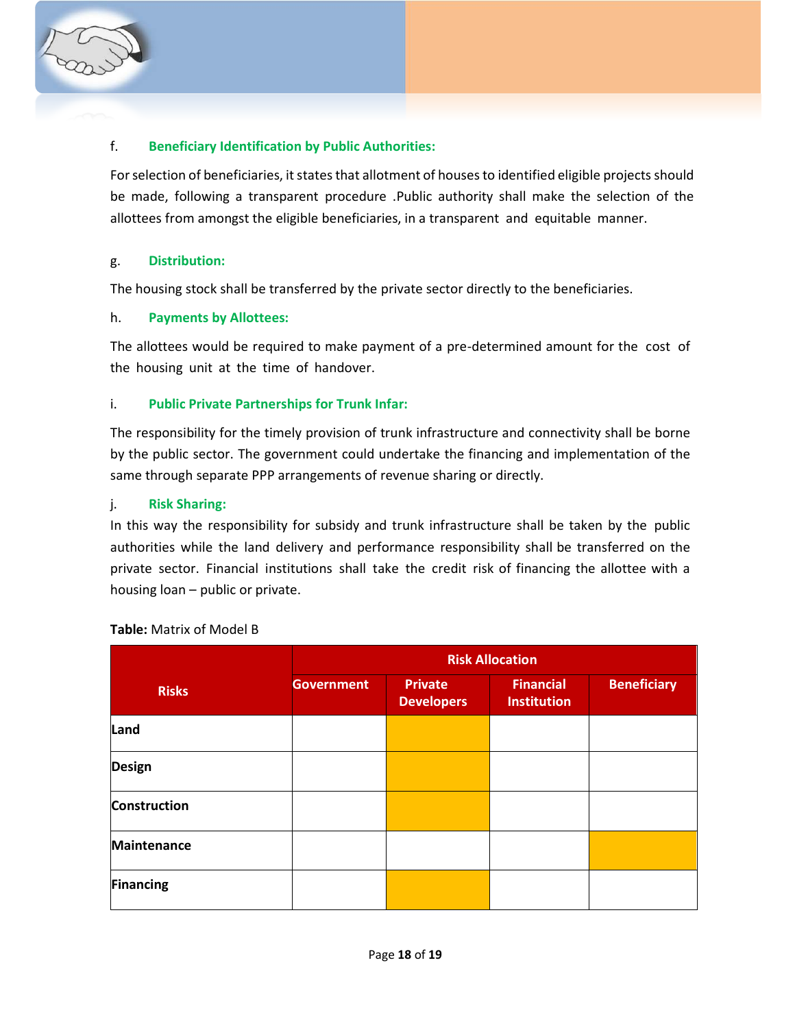f. **Beneficiary Identification by Public Authorities:**

For selection of beneficiaries, it states that allotment of houses to identified eligible projects should be made, following a transparent procedure .Public authority shall make the selection of the allottees from amongst the eligible beneficiaries, in a transparent and equitable manner.

g. **Distribution:**

The housing stock shall be transferred by the private sector directly to the beneficiaries.

h. **Payments by Allottees:**

The allottees would be required to make payment of a pre-determined amount for the cost of the housing unit at the time of handover.

i. **Public Private Partnerships for Trunk Infar:**

The responsibility for the timely provision of trunk infrastructure and connectivity shall be borne by the public sector. The government could undertake the financing and implementation of the same through separate PPP arrangements of revenue sharing or directly.

j. **Risk Sharing:**

In this way the responsibility for subsidy and trunk infrastructure shall be taken by the public authorities while the land delivery and performance responsibility shall be transferred on the private sector. Financial institutions shall take the credit risk of financing the allottee with a housing loan – public or private.

**Table:** Matrix of Model B

| Risks | Risk Allocation | | | |
|---|---|---|---|---|
| | Government | Private Developers | Financial Institution | Beneficiary |
| **Land** | | ■ | | |
| **Design** | | ■ | | |
| **Construction** | | ■ | | |
| **Maintenance** | | | | ■ |
| **Financing** | | ■ | | |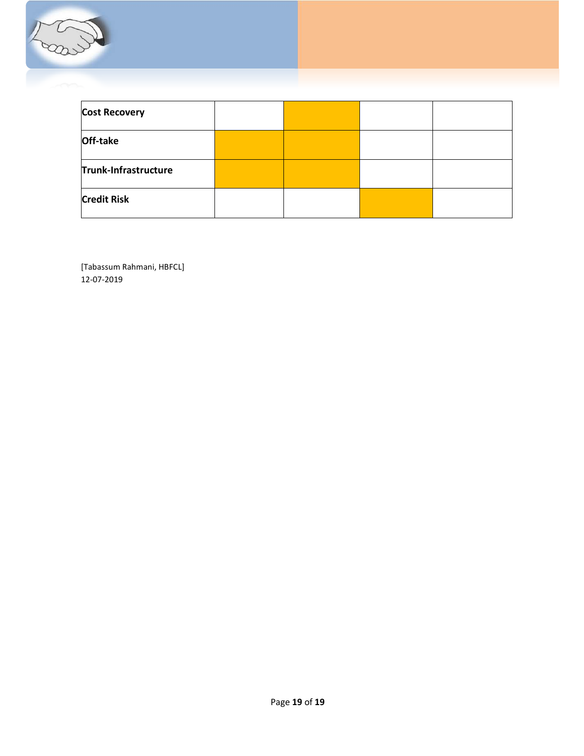| | | | | |
|---|---|---|---|---|
| **Cost Recovery** | | | | |
| **Off-take** | | | | |
| **Trunk-Infrastructure** | | | | |
| **Credit Risk** | | | | |

[Tabassum Rahmani, HBFCL]
12-07-2019